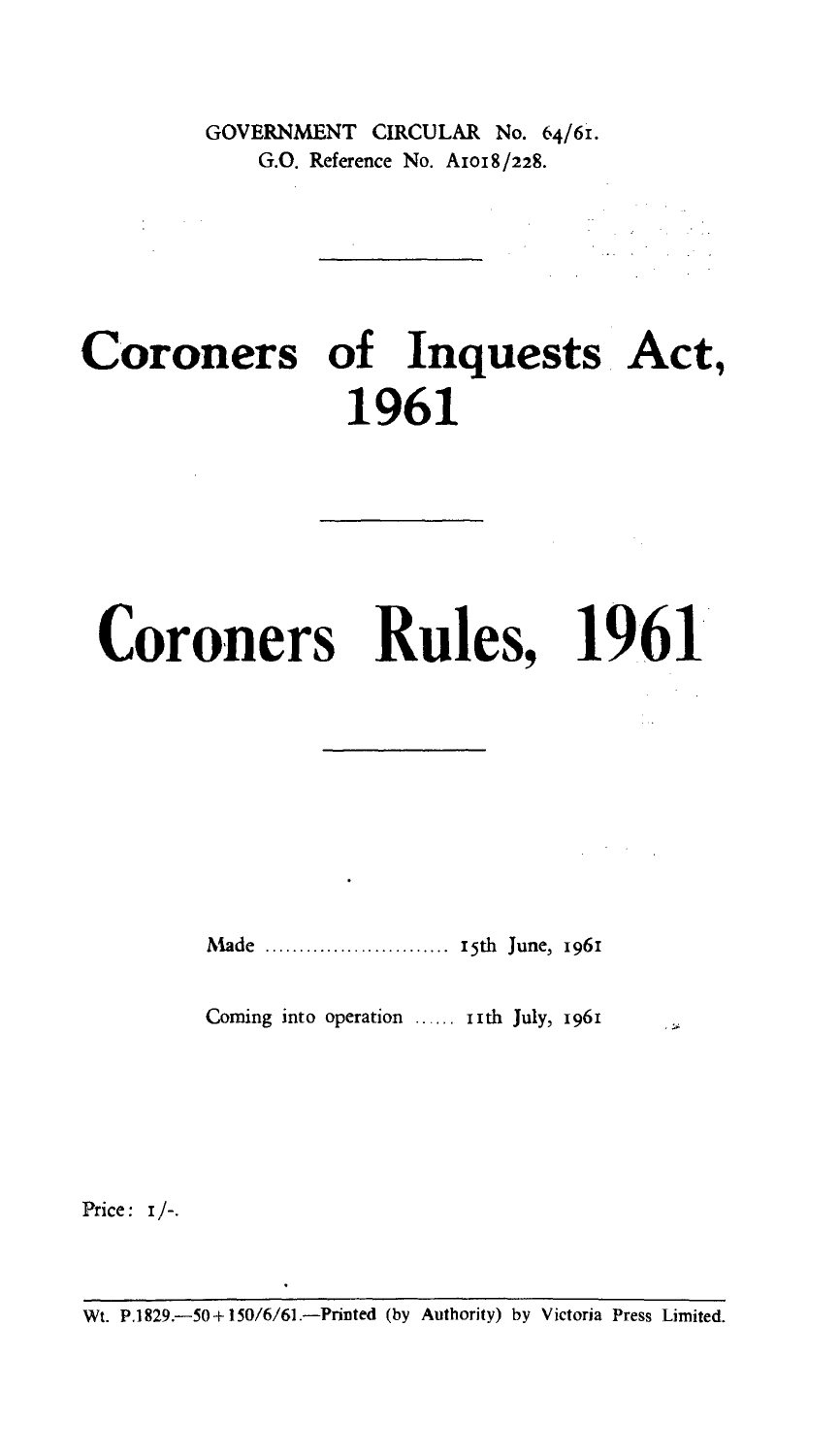GOVERNMENT CIRCULAR No. 64/61.
G.O. Reference No. A1018/228.

---

# Coroners of Inquests Act, 1961

---

# Coroners Rules, 1961

---

Made ........................... 15th June, 1961

Coming into operation ...... 11th July, 1961

Price: 1/-.

Wt. P.1829.—50+150/6/61.—Printed (by Authority) by Victoria Press Limited.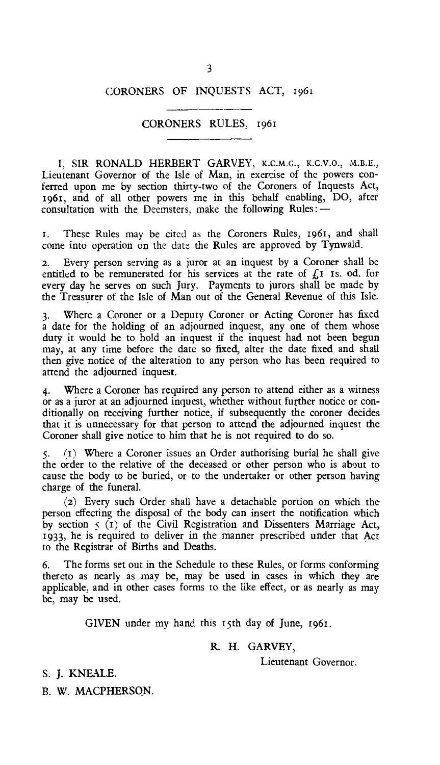# CORONERS OF INQUESTS ACT, 1961

## CORONERS RULES, 1961

I, SIR RONALD HERBERT GARVEY, K.C.M.G., K.C.V.O., M.B.E., Lieutenant Governor of the Isle of Man, in exercise of the powers conferred upon me by section thirty-two of the Coroners of Inquests Act, 1961, and of all other powers me in this behalf enabling, DO, after consultation with the Deemsters, make the following Rules:—

1. These Rules may be cited as the Coroners Rules, 1961, and shall come into operation on the date the Rules are approved by Tynwald.

2. Every person serving as a juror at an inquest by a Coroner shall be entitled to be remunerated for his services at the rate of £1 1s. 0d. for every day he serves on such Jury. Payments to jurors shall be made by the Treasurer of the Isle of Man out of the General Revenue of this Isle.

3. Where a Coroner or a Deputy Coroner or Acting Coroner has fixed a date for the holding of an adjourned inquest, any one of them whose duty it would be to hold an inquest if the inquest had not been begun may, at any time before the date so fixed, alter the date fixed and shall then give notice of the alteration to any person who has been required to attend the adjourned inquest.

4. Where a Coroner has required any person to attend either as a witness or as a juror at an adjourned inquest, whether without further notice or conditionally on receiving further notice, if subsequently the coroner decides that it is unnecessary for that person to attend the adjourned inquest the Coroner shall give notice to him that he is not required to do so.

5. (1) Where a Coroner issues an Order authorising burial he shall give the order to the relative of the deceased or other person who is about to cause the body to be buried, or to the undertaker or other person having charge of the funeral.

(2) Every such Order shall have a detachable portion on which the person effecting the disposal of the body can insert the notification which by section 5 (1) of the Civil Registration and Dissenters Marriage Act, 1933, he is required to deliver in the manner prescribed under that Act to the Registrar of Births and Deaths.

6. The forms set out in the Schedule to these Rules, or forms conforming thereto as nearly as may be, may be used in cases in which they are applicable, and in other cases forms to the like effect, or as nearly as may be, may be used.

GIVEN under my hand this 15th day of June, 1961.

R. H. GARVEY,

Lieutenant Governor.

S. J. KNEALE.

B. W. MACPHERSON.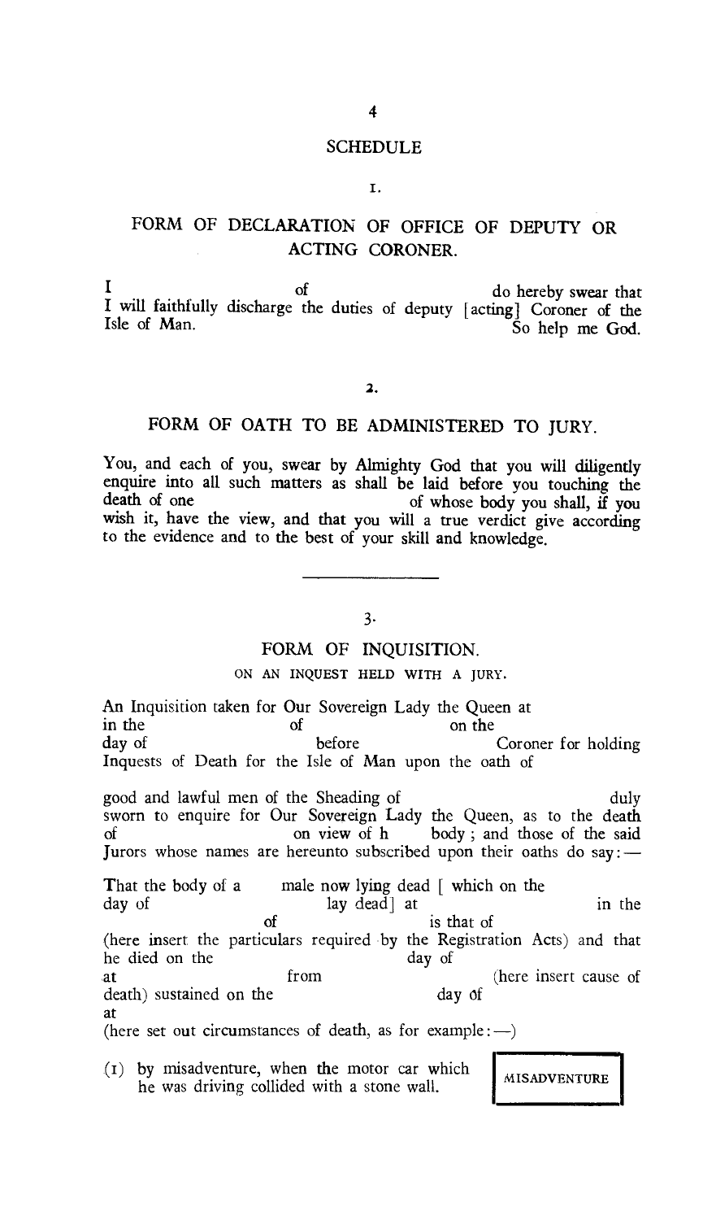# SCHEDULE

## 1.

### FORM OF DECLARATION OF OFFICE OF DEPUTY OR ACTING CORONER.

I                    of                    do hereby swear that I will faithfully discharge the duties of deputy [acting] Coroner of the Isle of Man.                    So help me God.

## 2.

### FORM OF OATH TO BE ADMINISTERED TO JURY.

You, and each of you, swear by Almighty God that you will diligently enquire into all such matters as shall be laid before you touching the death of one                    of whose body you shall, if you wish it, have the view, and that you will a true verdict give according to the evidence and to the best of your skill and knowledge.

## 3.

### FORM OF INQUISITION.

ON AN INQUEST HELD WITH A JURY.

An Inquisition taken for Our Sovereign Lady the Queen at                    in the                    of                    on the                    day of                    before                    Coroner for holding Inquests of Death for the Isle of Man upon the oath of

good and lawful men of the Sheading of                    duly sworn to enquire for Our Sovereign Lady the Queen, as to the death of                    on view of h                    body ; and those of the said Jurors whose names are hereunto subscribed upon their oaths do say: —

That the body of a                    male now lying dead [ which on the                    day of                    lay dead] at                    in the                    of                    is that of (here insert the particulars required by the Registration Acts) and that he died on the                    day of                    at                    from                    (here insert cause of death) sustained on the                    day of                    at

(here set out circumstances of death, as for example: —)

(1) by misadventure, when the motor car which he was driving collided with a stone wall.                    MISADVENTURE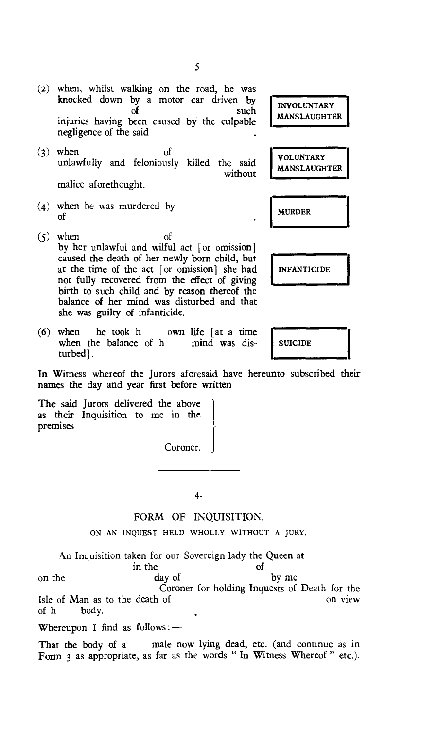(2) when, whilst walking on the road, he was knocked down by a motor car driven by          of          such injuries having been caused by the culpable negligence of the said          .

**INVOLUNTARY MANSLAUGHTER**

(3) when          of          unlawfully and feloniously killed the said          without malice aforethought.

**VOLUNTARY MANSLAUGHTER**

(4) when he was murdered by          of          .

**MURDER**

(5) when          of          by her unlawful and wilful act [or omission] caused the death of her newly born child, but at the time of the act [or omission] she had not fully recovered from the effect of giving birth to such child and by reason thereof the balance of her mind was disturbed and that she was guilty of infanticide.

**INFANTICIDE**

(6) when          he took h          own life [at a time when the balance of h          mind was disturbed].

**SUICIDE**

In Witness whereof the Jurors aforesaid have hereunto subscribed their names the day and year first before written

The said Jurors delivered the above as their Inquisition to me in the premises

Coroner.

---

4.

## FORM OF INQUISITION.

ON AN INQUEST HELD WHOLLY WITHOUT A JURY.

An Inquisition taken for our Sovereign lady the Queen at          in the          of          on the          day of          by me          Coroner for holding Inquests of Death for the Isle of Man as to the death of          on view of h          body.

Whereupon I find as follows:—

That the body of a          male now lying dead, etc. (and continue as in Form 3 as appropriate, as far as the words " In Witness Whereof " etc.).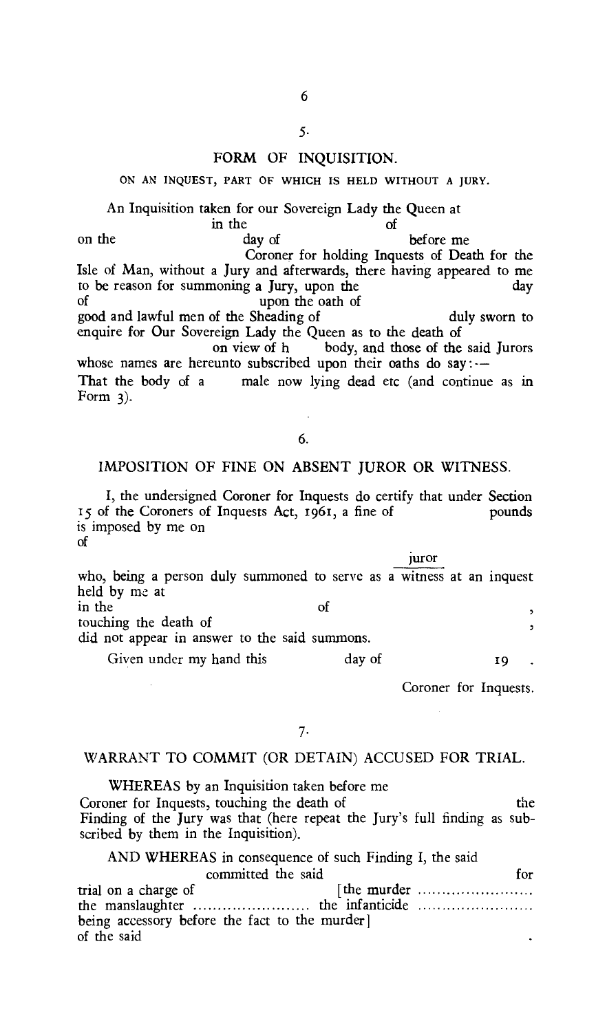5.

## FORM OF INQUISITION.

### ON AN INQUEST, PART OF WHICH IS HELD WITHOUT A JURY.

An Inquisition taken for our Sovereign Lady the Queen at in the of on the day of before me Coroner for holding Inquests of Death for the Isle of Man, without a Jury and afterwards, there having appeared to me to be reason for summoning a Jury, upon the day of upon the oath of good and lawful men of the Sheading of duly sworn to enquire for Our Sovereign Lady the Queen as to the death of on view of h body, and those of the said Jurors whose names are hereunto subscribed upon their oaths do say:—

That the body of a male now lying dead etc (and continue as in Form 3).

6.

## IMPOSITION OF FINE ON ABSENT JUROR OR WITNESS.

I, the undersigned Coroner for Inquests do certify that under Section 15 of the Coroners of Inquests Act, 1961, a fine of pounds is imposed by me on of

who, being a person duly summoned to serve as a juror / witness at an inquest held by me at in the of , touching the death of , did not appear in answer to the said summons.

Given under my hand this day of 19 .

Coroner for Inquests.

7.

## WARRANT TO COMMIT (OR DETAIN) ACCUSED FOR TRIAL.

WHEREAS by an Inquisition taken before me Coroner for Inquests, touching the death of the Finding of the Jury was that (here repeat the Jury's full finding as subscribed by them in the Inquisition).

AND WHEREAS in consequence of such Finding I, the said committed the said for trial on a charge of [the murder ........................ the manslaughter ........................ the infanticide ........................ being accessory before the fact to the murder] of the said .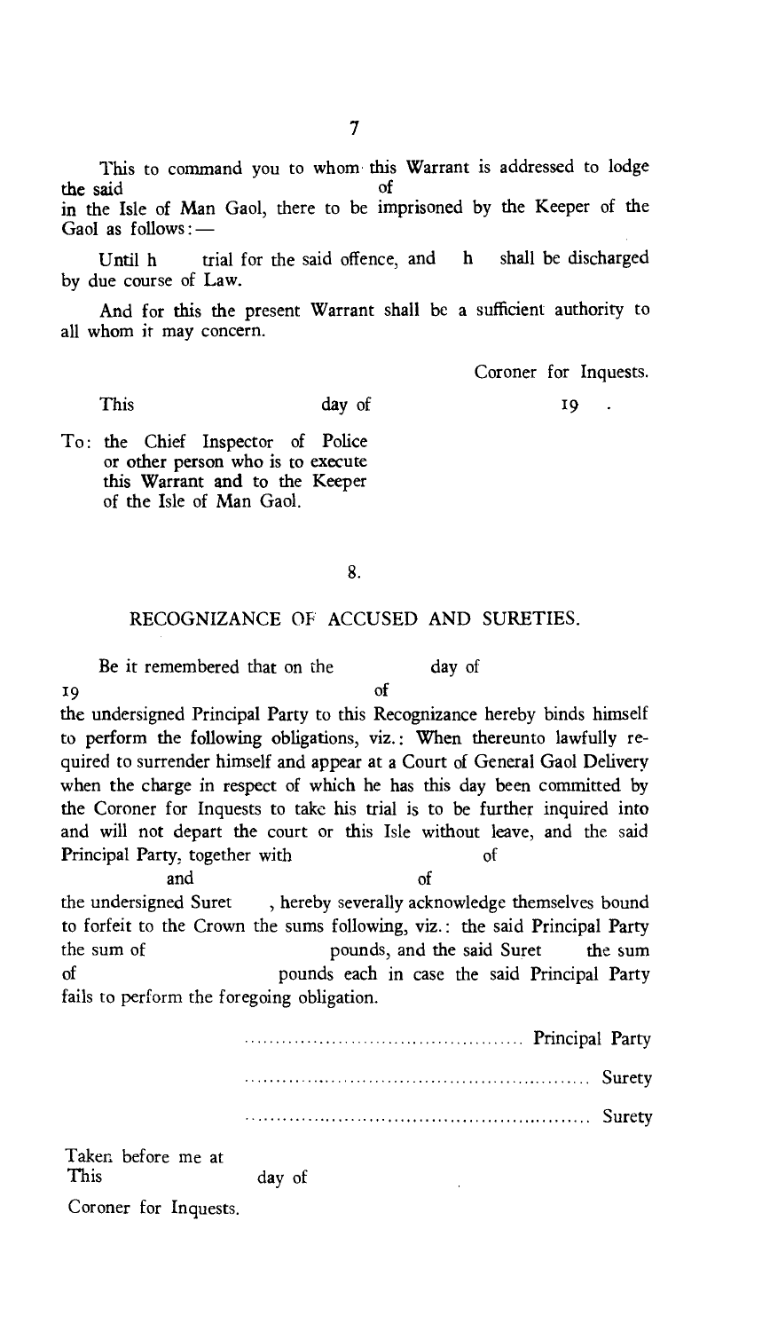This to command you to whom this Warrant is addressed to lodge the said of in the Isle of Man Gaol, there to be imprisoned by the Keeper of the Gaol as follows: —

Until h trial for the said offence, and h shall be discharged by due course of Law.

And for this the present Warrant shall be a sufficient authority to all whom it may concern.

Coroner for Inquests.

This day of 19 .

To: the Chief Inspector of Police or other person who is to execute this Warrant and to the Keeper of the Isle of Man Gaol.

8.

## RECOGNIZANCE OF ACCUSED AND SURETIES.

Be it remembered that on the day of 19 of the undersigned Principal Party to this Recognizance hereby binds himself to perform the following obligations, viz.: When thereunto lawfully required to surrender himself and appear at a Court of General Gaol Delivery when the charge in respect of which he has this day been committed by the Coroner for Inquests to take his trial is to be further inquired into and will not depart the court or this Isle without leave, and the said Principal Party, together with of and of the undersigned Suret , hereby severally acknowledge themselves bound to forfeit to the Crown the sums following, viz.: the said Principal Party the sum of pounds, and the said Suret the sum of pounds each in case the said Principal Party fails to perform the foregoing obligation.

............................................ Principal Party

............................................................ Surety

............................................................ Surety

Taken before me at
This day of

Coroner for Inquests.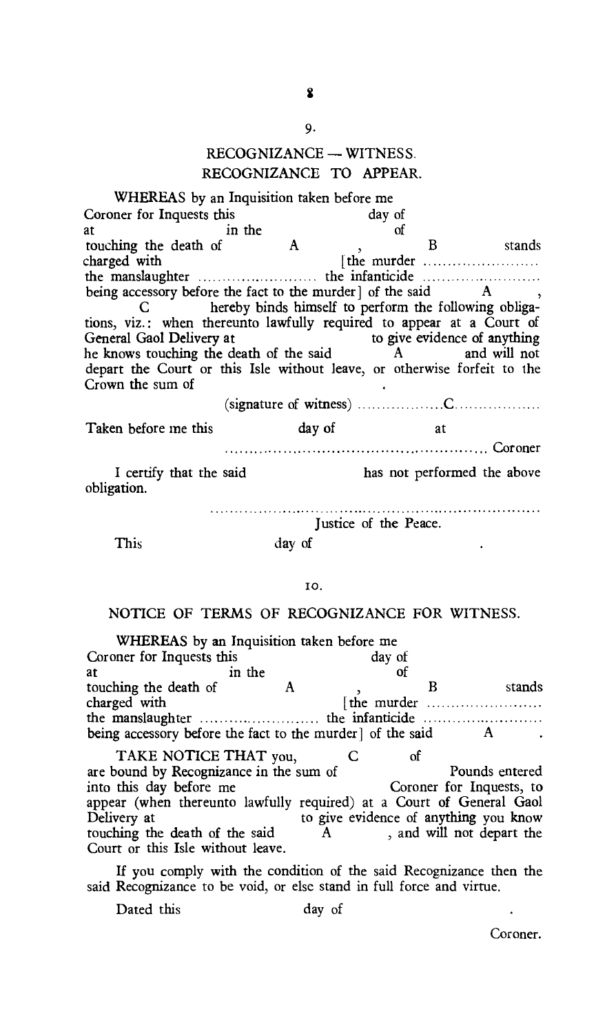9.

## RECOGNIZANCE — WITNESS.
## RECOGNIZANCE TO APPEAR.

WHEREAS by an Inquisition taken before me Coroner for Inquests this day of at in the of touching the death of A , B stands charged with [the murder ........................ the manslaughter ........................ the infanticide ........................ being accessory before the fact to the murder] of the said A , C hereby binds himself to perform the following obligations, viz.: when thereunto lawfully required to appear at a Court of General Gaol Delivery at to give evidence of anything he knows touching the death of the said A and will not depart the Court or this Isle without leave, or otherwise forfeit to the Crown the sum of .

(signature of witness) ..................C..................

Taken before me this day of at

.................................................... Coroner

I certify that the said has not performed the above obligation.

....................................................................

Justice of the Peace.

This day of .

10.

## NOTICE OF TERMS OF RECOGNIZANCE FOR WITNESS.

WHEREAS by an Inquisition taken before me Coroner for Inquests this day of at in the of touching the death of A , B stands charged with [the murder ........................ the manslaughter ........................ the infanticide ........................ being accessory before the fact to the murder] of the said A .

TAKE NOTICE THAT you, C of are bound by Recognizance in the sum of Pounds entered into this day before me Coroner for Inquests, to appear (when thereunto lawfully required) at a Court of General Gaol Delivery at to give evidence of anything you know touching the death of the said A , and will not depart the Court or this Isle without leave.

If you comply with the condition of the said Recognizance then the said Recognizance to be void, or else stand in full force and virtue.

Dated this day of .

Coroner.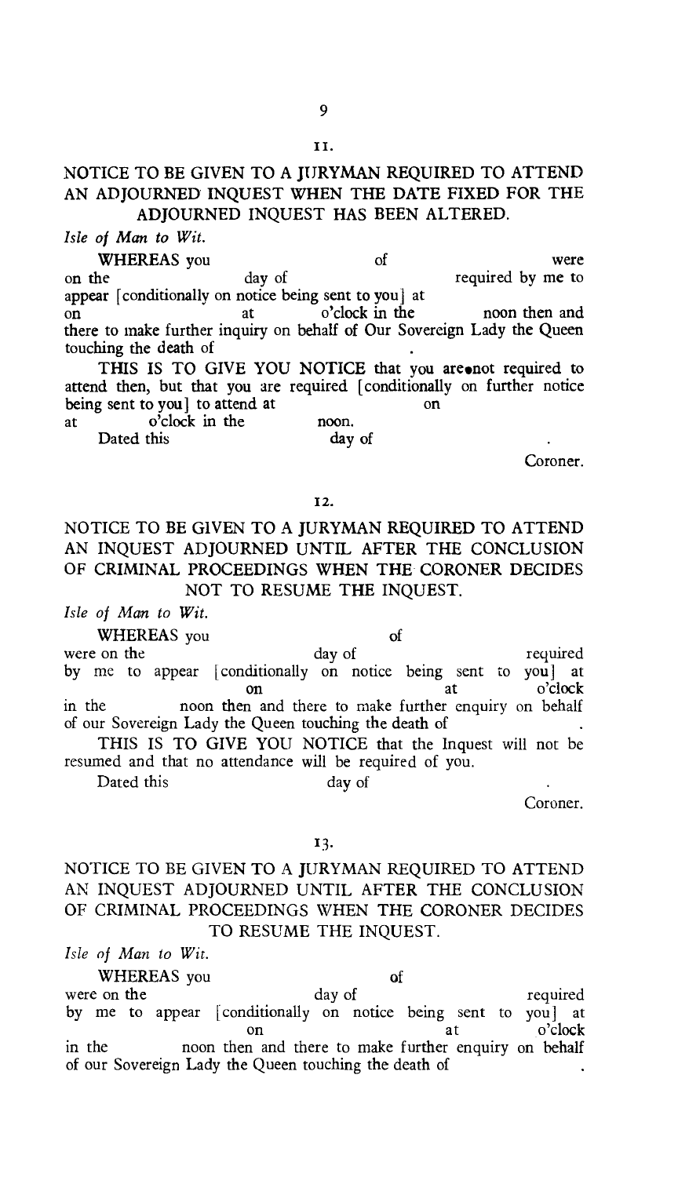11.

## NOTICE TO BE GIVEN TO A JURYMAN REQUIRED TO ATTEND AN ADJOURNED INQUEST WHEN THE DATE FIXED FOR THE ADJOURNED INQUEST HAS BEEN ALTERED.

*Isle of Man to Wit.*

WHEREAS you of were on the day of required by me to appear [conditionally on notice being sent to you] at on at o'clock in the noon then and there to make further inquiry on behalf of Our Sovereign Lady the Queen touching the death of .

THIS IS TO GIVE YOU NOTICE that you are not required to attend then, but that you are required [conditionally on further notice being sent to you] to attend at on at o'clock in the noon.

Dated this day of .

Coroner.

12.

## NOTICE TO BE GIVEN TO A JURYMAN REQUIRED TO ATTEND AN INQUEST ADJOURNED UNTIL AFTER THE CONCLUSION OF CRIMINAL PROCEEDINGS WHEN THE CORONER DECIDES NOT TO RESUME THE INQUEST.

*Isle of Man to Wit.*

WHEREAS you of were on the day of required by me to appear [conditionally on notice being sent to you] at on at o'clock in the noon then and there to make further enquiry on behalf of our Sovereign Lady the Queen touching the death of .

THIS IS TO GIVE YOU NOTICE that the Inquest will not be resumed and that no attendance will be required of you.

Dated this day of .

Coroner.

13.

## NOTICE TO BE GIVEN TO A JURYMAN REQUIRED TO ATTEND AN INQUEST ADJOURNED UNTIL AFTER THE CONCLUSION OF CRIMINAL PROCEEDINGS WHEN THE CORONER DECIDES TO RESUME THE INQUEST.

*Isle of Man to Wit.*

WHEREAS you of were on the day of required by me to appear [conditionally on notice being sent to you] at on at o'clock in the noon then and there to make further enquiry on behalf of our Sovereign Lady the Queen touching the death of .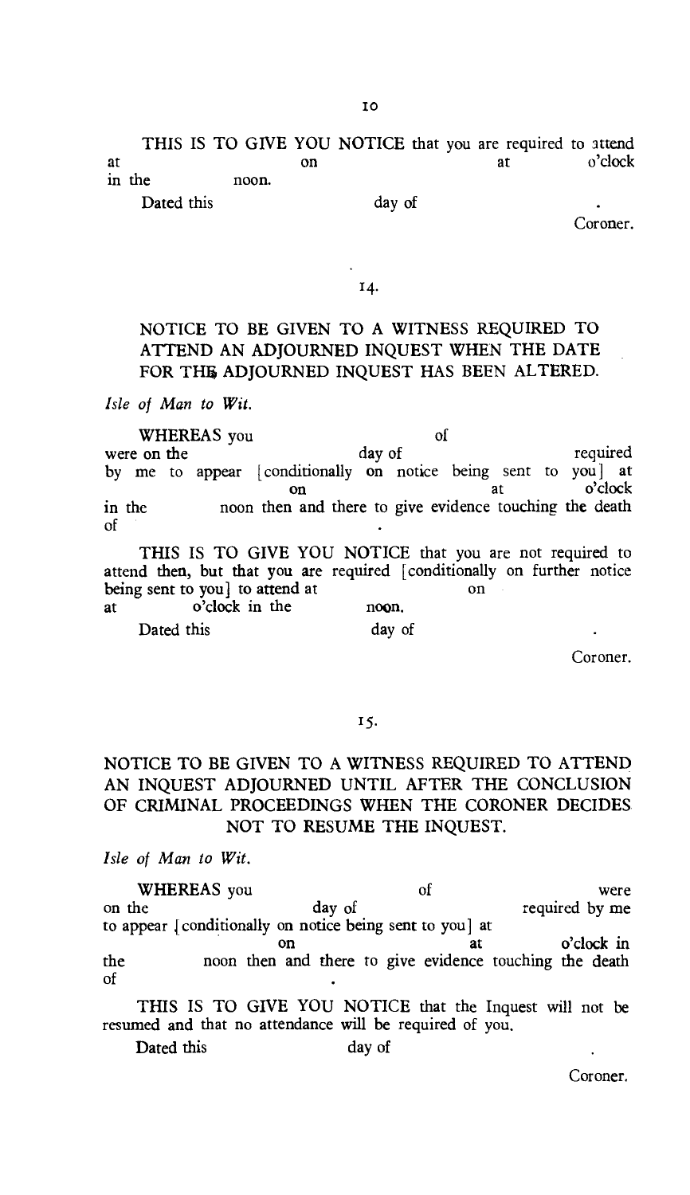THIS IS TO GIVE YOU NOTICE that you are required to attend at on at o'clock in the noon.

Dated this day of .

Coroner.

14.

## NOTICE TO BE GIVEN TO A WITNESS REQUIRED TO ATTEND AN ADJOURNED INQUEST WHEN THE DATE FOR THE ADJOURNED INQUEST HAS BEEN ALTERED.

*Isle of Man to Wit.*

WHEREAS you of were on the day of required by me to appear [conditionally on notice being sent to you] at on at o'clock in the noon then and there to give evidence touching the death of .

THIS IS TO GIVE YOU NOTICE that you are not required to attend then, but that you are required [conditionally on further notice being sent to you] to attend at on at o'clock in the noon.

Dated this day of .

Coroner.

15.

## NOTICE TO BE GIVEN TO A WITNESS REQUIRED TO ATTEND AN INQUEST ADJOURNED UNTIL AFTER THE CONCLUSION OF CRIMINAL PROCEEDINGS WHEN THE CORONER DECIDES NOT TO RESUME THE INQUEST.

*Isle of Man to Wit.*

WHEREAS you of were on the day of required by me to appear [conditionally on notice being sent to you] at on at o'clock in the noon then and there to give evidence touching the death of .

THIS IS TO GIVE YOU NOTICE that the Inquest will not be resumed and that no attendance will be required of you.

Dated this day of .

Coroner.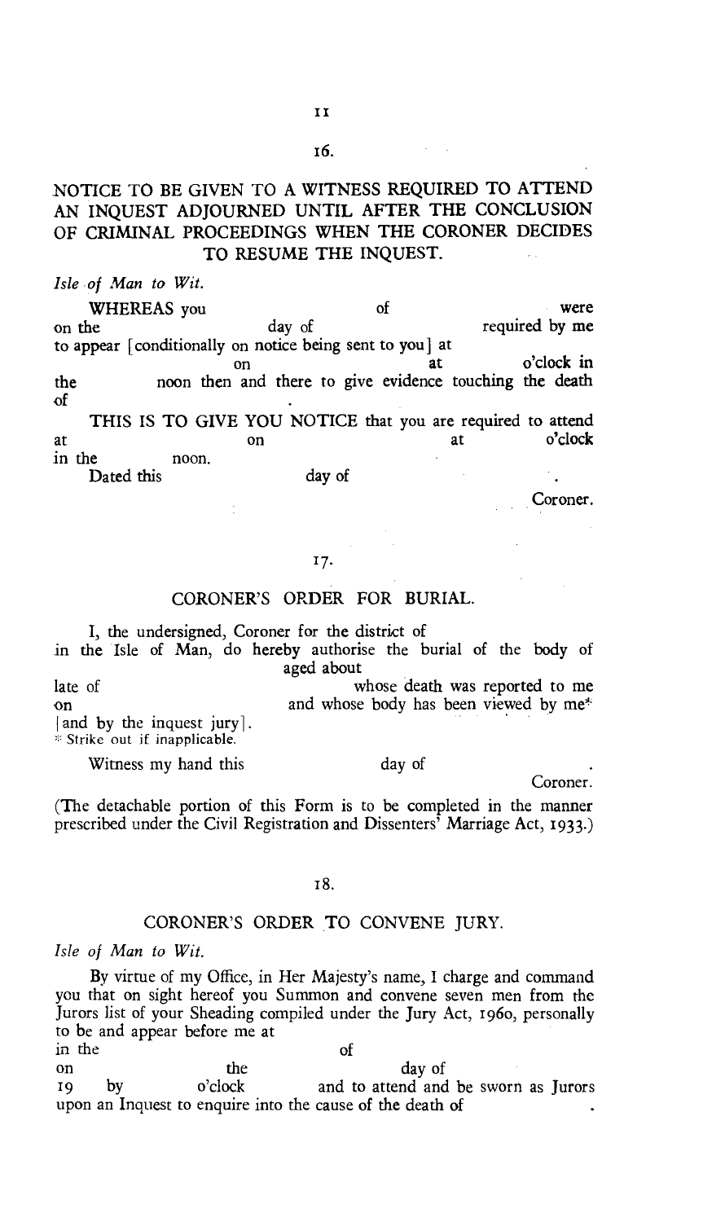16.

## NOTICE TO BE GIVEN TO A WITNESS REQUIRED TO ATTEND AN INQUEST ADJOURNED UNTIL AFTER THE CONCLUSION OF CRIMINAL PROCEEDINGS WHEN THE CORONER DECIDES TO RESUME THE INQUEST.

*Isle of Man to Wit.*

WHEREAS you of were on the day of required by me to appear [conditionally on notice being sent to you] at on at o'clock in the noon then and there to give evidence touching the death of .

THIS IS TO GIVE YOU NOTICE that you are required to attend at on at o'clock in the noon.

Dated this day of .

Coroner.

17.

## CORONER'S ORDER FOR BURIAL.

I, the undersigned, Coroner for the district of in the Isle of Man, do hereby authorise the burial of the body of aged about late of whose death was reported to me on and whose body has been viewed by me* [and by the inquest jury].

\* Strike out if inapplicable.

Witness my hand this day of .

Coroner.

(The detachable portion of this Form is to be completed in the manner prescribed under the Civil Registration and Dissenters' Marriage Act, 1933.)

18.

## CORONER'S ORDER TO CONVENE JURY.

*Isle of Man to Wit.*

By virtue of my Office, in Her Majesty's name, I charge and command you that on sight hereof you Summon and convene seven men from the Jurors list of your Sheading compiled under the Jury Act, 1960, personally to be and appear before me at in the of on the day of 19 by o'clock and to attend and be sworn as Jurors upon an Inquest to enquire into the cause of the death of .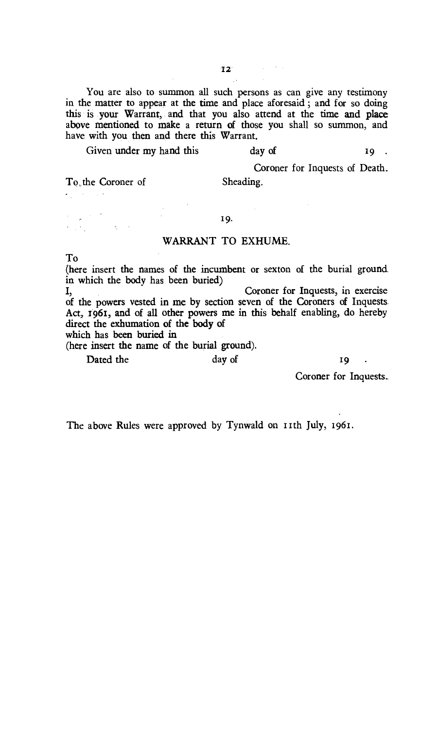You are also to summon all such persons as can give any testimony in the matter to appear at the time and place aforesaid; and for so doing this is your Warrant, and that you also attend at the time and place above mentioned to make a return of those you shall so summon, and have with you then and there this Warrant.

Given under my hand this day of 19 .

Coroner for Inquests of Death.

To the Coroner of Sheading.

19.

## WARRANT TO EXHUME.

To

(here insert the names of the incumbent or sexton of the burial ground in which the body has been buried)

I, Coroner for Inquests, in exercise of the powers vested in me by section seven of the Coroners of Inquests Act, 1961, and of all other powers me in this behalf enabling, do hereby direct the exhumation of the body of which has been buried in

(here insert the name of the burial ground).

Dated the day of 19 .

Coroner for Inquests.

The above Rules were approved by Tynwald on 11th July, 1961.